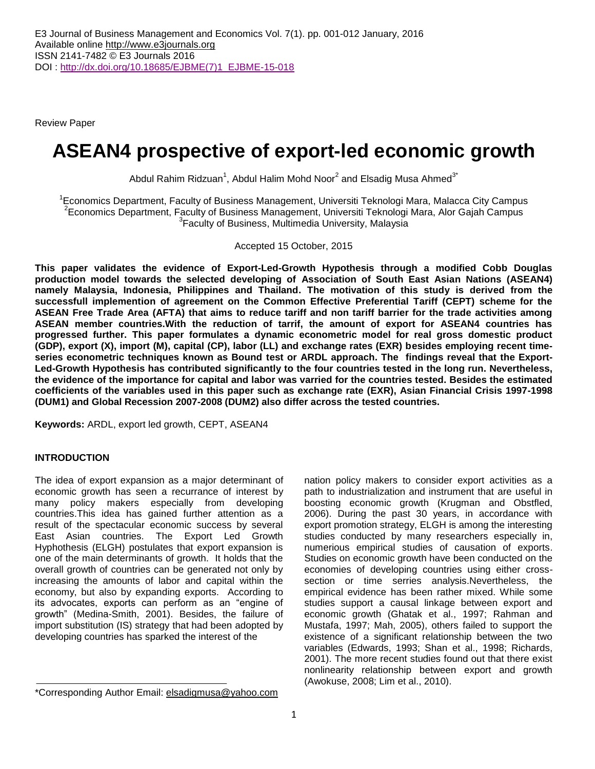Review Paper

# ASEAN4 prospective of export-led economic growth

Abdul Rahim Ridzuan[1], Abdul Halim Mohd Noor[2] and Elsadig Musa Ahmed[3*]

[1]Economics Department, Faculty of Business Management, Universiti Teknologi Mara, Malacca City Campus
[2]Economics Department, Faculty of Business Management, Universiti Teknologi Mara, Alor Gajah Campus
[3]Faculty of Business, Multimedia University, Malaysia

Accepted 15 October, 2015

**This paper validates the evidence of Export-Led-Growth Hypothesis through a modified Cobb Douglas production model towards the selected developing of Association of South East Asian Nations (ASEAN4) namely Malaysia, Indonesia, Philippines and Thailand. The motivation of this study is derived from the successfull implemention of agreement on the Common Effective Preferential Tariff (CEPT) scheme for the ASEAN Free Trade Area (AFTA) that aims to reduce tariff and non tariff barrier for the trade activities among ASEAN member countries.With the reduction of tarrif, the amount of export for ASEAN4 countries has progressed further. This paper formulates a dynamic econometric model for real gross domestic product (GDP), export (X), import (M), capital (CP), labor (LL) and exchange rates (EXR) besides employing recent time-series econometric techniques known as Bound test or ARDL approach. The findings reveal that the Export-Led-Growth Hypothesis has contributed significantly to the four countries tested in the long run. Nevertheless, the evidence of the importance for capital and labor was varried for the countries tested. Besides the estimated coefficients of the variables used in this paper such as exchange rate (EXR), Asian Financial Crisis 1997-1998 (DUM1) and Global Recession 2007-2008 (DUM2) also differ across the tested countries.**

**Keywords:** ARDL, export led growth, CEPT, ASEAN4

## INTRODUCTION

The idea of export expansion as a major determinant of economic growth has seen a recurrance of interest by many policy makers especially from developing countries.This idea has gained further attention as a result of the spectacular economic success by several East Asian countries. The Export Led Growth Hyphothesis (ELGH) postulates that export expansion is one of the main determinants of growth. It holds that the overall growth of countries can be generated not only by increasing the amounts of labor and capital within the economy, but also by expanding exports. According to its advocates, exports can perform as an "engine of growth" (Medina-Smith, 2001). Besides, the failure of import substitution (IS) strategy that had been adopted by developing countries has sparked the interest of the nation policy makers to consider export activities as a path to industrialization and instrument that are useful in boosting economic growth (Krugman and Obstfled, 2006). During the past 30 years, in accordance with export promotion strategy, ELGH is among the interesting studies conducted by many researchers especially in, numerious empirical studies of causation of exports. Studies on economic growth have been conducted on the economies of developing countries using either cross-section or time serries analysis.Nevertheless, the empirical evidence has been rather mixed. While some studies support a causal linkage between export and economic growth (Ghatak et al., 1997; Rahman and Mustafa, 1997; Mah, 2005), others failed to support the existence of a significant relationship between the two variables (Edwards, 1993; Shan et al., 1998; Richards, 2001). The more recent studies found out that there exist nonlinearity relationship between export and growth (Awokuse, 2008; Lim et al., 2010).

*Corresponding Author Email: elsadigmusa@yahoo.com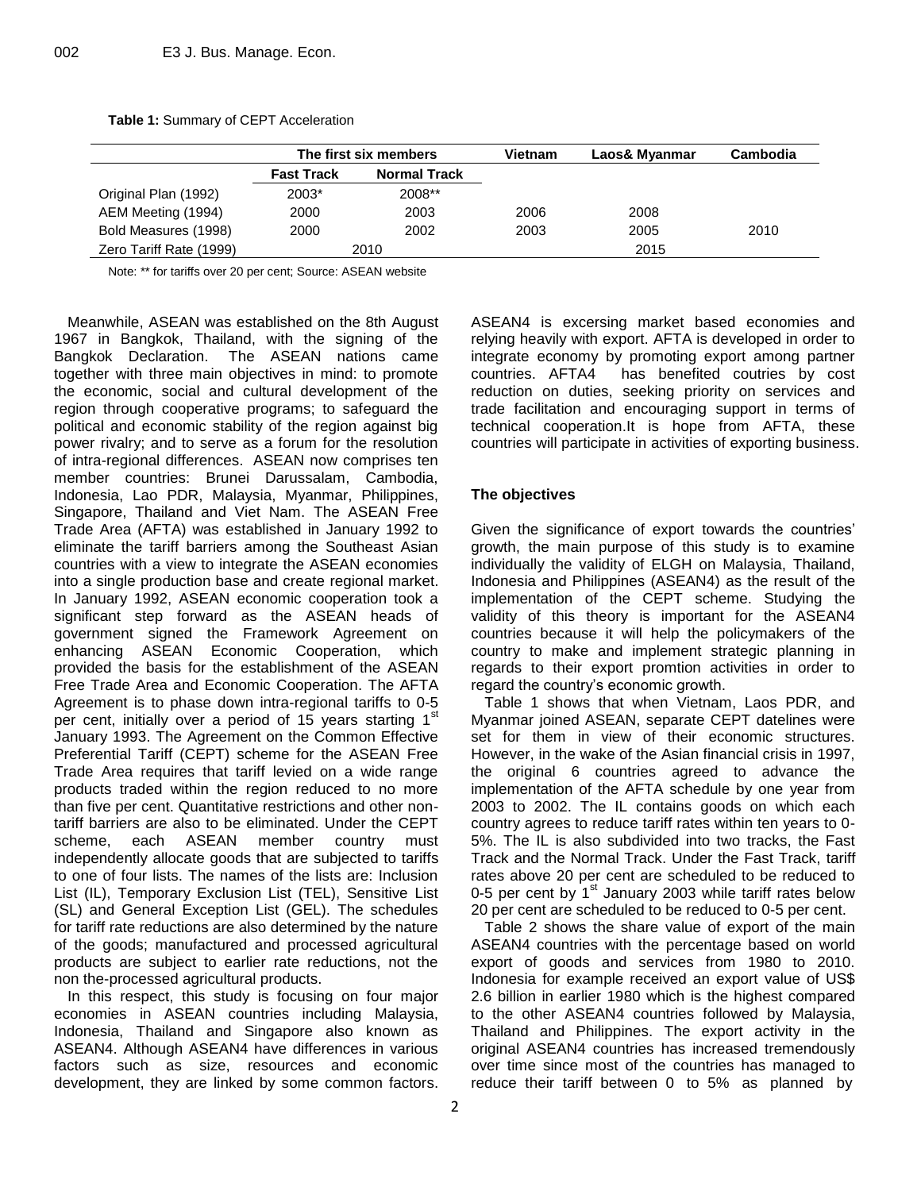**Table 1:** Summary of CEPT Acceleration

| | The first six members | | Vietnam | Laos& Myanmar | Cambodia |
|---|---|---|---|---|---|
| | Fast Track | Normal Track | | | |
| Original Plan (1992) | 2003* | 2008** | | | |
| AEM Meeting (1994) | 2000 | 2003 | 2006 | 2008 | |
| Bold Measures (1998) | 2000 | 2002 | 2003 | 2005 | 2010 |
| Zero Tariff Rate (1999) | 2010 | | | 2015 | |

Note: ** for tariffs over 20 per cent; Source: ASEAN website

Meanwhile, ASEAN was established on the 8th August 1967 in Bangkok, Thailand, with the signing of the Bangkok Declaration. The ASEAN nations came together with three main objectives in mind: to promote the economic, social and cultural development of the region through cooperative programs; to safeguard the political and economic stability of the region against big power rivalry; and to serve as a forum for the resolution of intra-regional differences. ASEAN now comprises ten member countries: Brunei Darussalam, Cambodia, Indonesia, Lao PDR, Malaysia, Myanmar, Philippines, Singapore, Thailand and Viet Nam. The ASEAN Free Trade Area (AFTA) was established in January 1992 to eliminate the tariff barriers among the Southeast Asian countries with a view to integrate the ASEAN economies into a single production base and create regional market. In January 1992, ASEAN economic cooperation took a significant step forward as the ASEAN heads of government signed the Framework Agreement on enhancing ASEAN Economic Cooperation, which provided the basis for the establishment of the ASEAN Free Trade Area and Economic Cooperation. The AFTA Agreement is to phase down intra-regional tariffs to 0-5 per cent, initially over a period of 15 years starting 1st January 1993. The Agreement on the Common Effective Preferential Tariff (CEPT) scheme for the ASEAN Free Trade Area requires that tariff levied on a wide range products traded within the region reduced to no more than five per cent. Quantitative restrictions and other non-tariff barriers are also to be eliminated. Under the CEPT scheme, each ASEAN member country must independently allocate goods that are subjected to tariffs to one of four lists. The names of the lists are: Inclusion List (IL), Temporary Exclusion List (TEL), Sensitive List (SL) and General Exception List (GEL). The schedules for tariff rate reductions are also determined by the nature of the goods; manufactured and processed agricultural products are subject to earlier rate reductions, not the non the-processed agricultural products.

In this respect, this study is focusing on four major economies in ASEAN countries including Malaysia, Indonesia, Thailand and Singapore also known as ASEAN4. Although ASEAN4 have differences in various factors such as size, resources and economic development, they are linked by some common factors. ASEAN4 is excersing market based economies and relying heavily with export. AFTA is developed in order to integrate economy by promoting export among partner countries. AFTA4 has benefited coutries by cost reduction on duties, seeking priority on services and trade facilitation and encouraging support in terms of technical cooperation.It is hope from AFTA, these countries will participate in activities of exporting business.

### The objectives

Given the significance of export towards the countries' growth, the main purpose of this study is to examine individually the validity of ELGH on Malaysia, Thailand, Indonesia and Philippines (ASEAN4) as the result of the implementation of the CEPT scheme. Studying the validity of this theory is important for the ASEAN4 countries because it will help the policymakers of the country to make and implement strategic planning in regards to their export promtion activities in order to regard the country's economic growth.

Table 1 shows that when Vietnam, Laos PDR, and Myanmar joined ASEAN, separate CEPT datelines were set for them in view of their economic structures. However, in the wake of the Asian financial crisis in 1997, the original 6 countries agreed to advance the implementation of the AFTA schedule by one year from 2003 to 2002. The IL contains goods on which each country agrees to reduce tariff rates within ten years to 0-5%. The IL is also subdivided into two tracks, the Fast Track and the Normal Track. Under the Fast Track, tariff rates above 20 per cent are scheduled to be reduced to 0-5 per cent by 1st January 2003 while tariff rates below 20 per cent are scheduled to be reduced to 0-5 per cent.

Table 2 shows the share value of export of the main ASEAN4 countries with the percentage based on world export of goods and services from 1980 to 2010. Indonesia for example received an export value of US$ 2.6 billion in earlier 1980 which is the highest compared to the other ASEAN4 countries followed by Malaysia, Thailand and Philippines. The export activity in the original ASEAN4 countries has increased tremendously over time since most of the countries has managed to reduce their tariff between 0 to 5% as planned by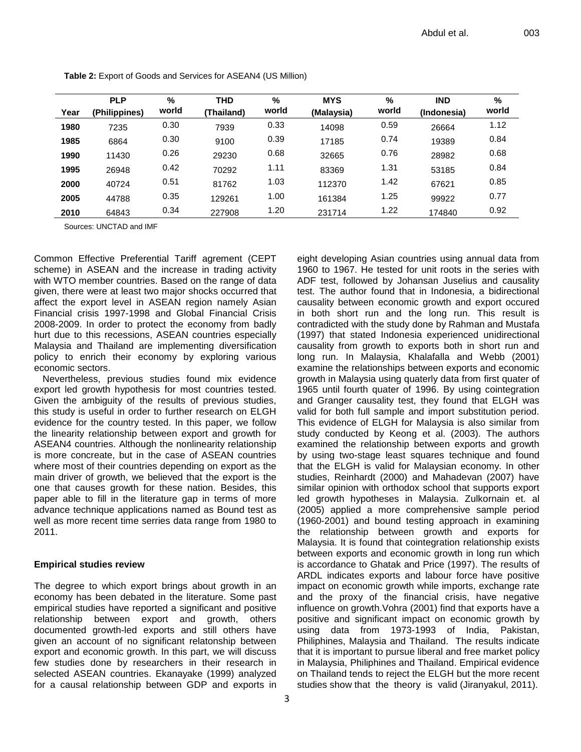**Table 2:** Export of Goods and Services for ASEAN4 (US Million)

| Year | PLP (Philippines) | % world | THD (Thailand) | % world | MYS (Malaysia) | % world | IND (Indonesia) | % world |
|---|---|---|---|---|---|---|---|---|
| **1980** | 7235 | 0.30 | 7939 | 0.33 | 14098 | 0.59 | 26664 | 1.12 |
| **1985** | 6864 | 0.30 | 9100 | 0.39 | 17185 | 0.74 | 19389 | 0.84 |
| **1990** | 11430 | 0.26 | 29230 | 0.68 | 32665 | 0.76 | 28982 | 0.68 |
| **1995** | 26948 | 0.42 | 70292 | 1.11 | 83369 | 1.31 | 53185 | 0.84 |
| **2000** | 40724 | 0.51 | 81762 | 1.03 | 112370 | 1.42 | 67621 | 0.85 |
| **2005** | 44788 | 0.35 | 129261 | 1.00 | 161384 | 1.25 | 99922 | 0.77 |
| **2010** | 64843 | 0.34 | 227908 | 1.20 | 231714 | 1.22 | 174840 | 0.92 |

Sources: UNCTAD and IMF

Common Effective Preferential Tariff agrement (CEPT scheme) in ASEAN and the increase in trading activity with WTO member countries. Based on the range of data given, there were at least two major shocks occurred that affect the export level in ASEAN region namely Asian Financial crisis 1997-1998 and Global Financial Crisis 2008-2009. In order to protect the economy from badly hurt due to this recessions, ASEAN countries especially Malaysia and Thailand are implementing diversification policy to enrich their economy by exploring various economic sectors.

Nevertheless, previous studies found mix evidence export led growth hypothesis for most countries tested. Given the ambiguity of the results of previous studies, this study is useful in order to further research on ELGH evidence for the country tested. In this paper, we follow the linearity relationship between export and growth for ASEAN4 countries. Although the nonlinearity relationship is more concreate, but in the case of ASEAN countries where most of their countries depending on export as the main driver of growth, we believed that the export is the one that causes growth for these nation. Besides, this paper able to fill in the literature gap in terms of more advance technique applications named as Bound test as well as more recent time serries data range from 1980 to 2011.

#### Empirical studies review

The degree to which export brings about growth in an economy has been debated in the literature. Some past empirical studies have reported a significant and positive relationship between export and growth, others documented growth-led exports and still others have given an account of no significant relatonship between export and economic growth. In this part, we will discuss few studies done by researchers in their research in selected ASEAN countries. Ekanayake (1999) analyzed for a causal relationship between GDP and exports in eight developing Asian countries using annual data from 1960 to 1967. He tested for unit roots in the series with ADF test, followed by Johansan Juselius and causality test. The author found that in Indonesia, a bidirectional causality between economic growth and export occured in both short run and the long run. This result is contradicted with the study done by Rahman and Mustafa (1997) that stated Indonesia experienced unidirectional causality from growth to exports both in short run and long run. In Malaysia, Khalafalla and Webb (2001) examine the relationships between exports and economic growth in Malaysia using quaterly data from first quater of 1965 until fourth quater of 1996. By using cointegration and Granger causality test, they found that ELGH was valid for both full sample and import substitution period. This evidence of ELGH for Malaysia is also similar from study conducted by Keong et al. (2003). The authors examined the relationship between exports and growth by using two-stage least squares technique and found that the ELGH is valid for Malaysian economy. In other studies, Reinhardt (2000) and Mahadevan (2007) have similar opinion with orthodox school that supports export led growth hypotheses in Malaysia. Zulkornain et. al (2005) applied a more comprehensive sample period (1960-2001) and bound testing approach in examining the relationship between growth and exports for Malaysia. It is found that cointegration relationship exists between exports and economic growth in long run which is accordance to Ghatak and Price (1997). The results of ARDL indicates exports and labour force have positive impact on economic growth while imports, exchange rate and the proxy of the financial crisis, have negative influence on growth.Vohra (2001) find that exports have a positive and significant impact on economic growth by using data from 1973-1993 of India, Pakistan, Philiphines, Malaysia and Thailand. The results indicate that it is important to pursue liberal and free market policy in Malaysia, Philiphines and Thailand. Empirical evidence on Thailand tends to reject the ELGH but the more recent studies show that the theory is valid (Jiranyakul, 2011).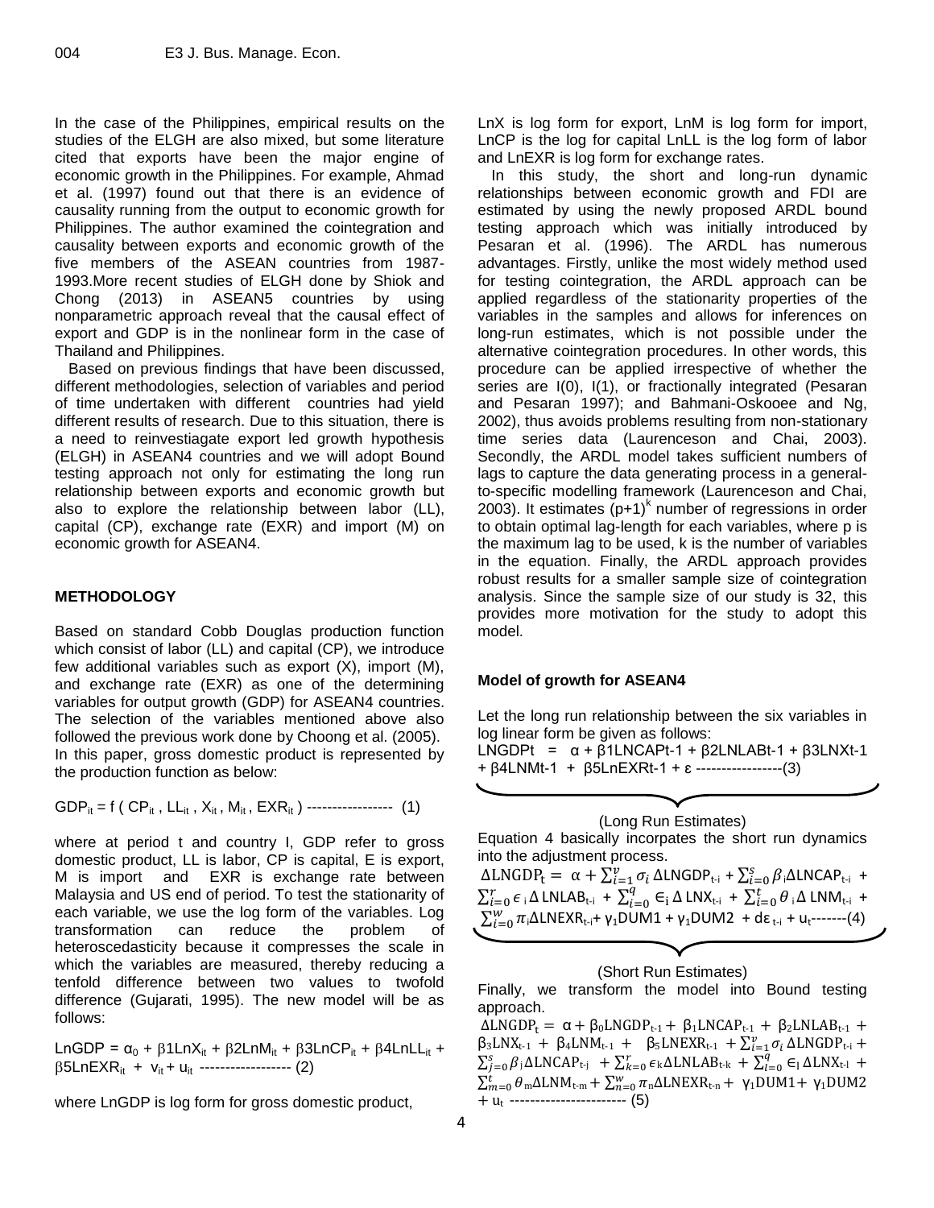In the case of the Philippines, empirical results on the studies of the ELGH are also mixed, but some literature cited that exports have been the major engine of economic growth in the Philippines. For example, Ahmad et al. (1997) found out that there is an evidence of causality running from the output to economic growth for Philippines. The author examined the cointegration and causality between exports and economic growth of the five members of the ASEAN countries from 1987-1993.More recent studies of ELGH done by Shiok and Chong (2013) in ASEAN5 countries by using nonparametric approach reveal that the causal effect of export and GDP is in the nonlinear form in the case of Thailand and Philippines.

Based on previous findings that have been discussed, different methodologies, selection of variables and period of time undertaken with different countries had yield different results of research. Due to this situation, there is a need to reinvestiagate export led growth hypothesis (ELGH) in ASEAN4 countries and we will adopt Bound testing approach not only for estimating the long run relationship between exports and economic growth but also to explore the relationship between labor (LL), capital (CP), exchange rate (EXR) and import (M) on economic growth for ASEAN4.

## METHODOLOGY

Based on standard Cobb Douglas production function which consist of labor (LL) and capital (CP), we introduce few additional variables such as export (X), import (M), and exchange rate (EXR) as one of the determining variables for output growth (GDP) for ASEAN4 countries. The selection of the variables mentioned above also followed the previous work done by Choong et al. (2005). In this paper, gross domestic product is represented by the production function as below:

$$GDP_{it} = f\,( CP_{it} , LL_{it} , X_{it} , M_{it} , EXR_{it} ) \text{ ----------------- } (1)$$

where at period t and country I, GDP refer to gross domestic product, LL is labor, CP is capital, E is export, M is import and EXR is exchange rate between Malaysia and US end of period. To test the stationarity of each variable, we use the log form of the variables. Log transformation can reduce the problem of heteroscedasticity because it compresses the scale in which the variables are measured, thereby reducing a tenfold difference between two values to twofold difference (Gujarati, 1995). The new model will be as follows:

$$LnGDP = \alpha_0 + \beta 1LnX_{it} + \beta 2LnM_{it} + \beta 3LnCP_{it} + \beta 4LnLL_{it} + \beta 5LnEXR_{it} + v_{it} + u_{it} \text{ ------------------ } (2)$$

where LnGDP is log form for gross domestic product, LnX is log form for export, LnM is log form for import, LnCP is the log for capital LnLL is the log form of labor and LnEXR is log form for exchange rates.

In this study, the short and long-run dynamic relationships between economic growth and FDI are estimated by using the newly proposed ARDL bound testing approach which was initially introduced by Pesaran et al. (1996). The ARDL has numerous advantages. Firstly, unlike the most widely method used for testing cointegration, the ARDL approach can be applied regardless of the stationarity properties of the variables in the samples and allows for inferences on long-run estimates, which is not possible under the alternative cointegration procedures. In other words, this procedure can be applied irrespective of whether the series are I(0), I(1), or fractionally integrated (Pesaran and Pesaran 1997); and Bahmani-Oskooee and Ng, 2002), thus avoids problems resulting from non-stationary time series data (Laurenceson and Chai, 2003). Secondly, the ARDL model takes sufficient numbers of lags to capture the data generating process in a general-to-specific modelling framework (Laurenceson and Chai, 2003). It estimates $(p+1)^k$ number of regressions in order to obtain optimal lag-length for each variables, where p is the maximum lag to be used, k is the number of variables in the equation. Finally, the ARDL approach provides robust results for a smaller sample size of cointegration analysis. Since the sample size of our study is 32, this provides more motivation for the study to adopt this model.

### Model of growth for ASEAN4

Let the long run relationship between the six variables in log linear form be given as follows:

$$LNGDPt = \alpha + \beta 1LNCAPt\text{-}1 + \beta 2LNLABt\text{-}1 + \beta 3LNXt\text{-}1 + \beta 4LNMt\text{-}1 + \beta 5LnEXRt\text{-}1 + \varepsilon \text{ -----------------}(3)$$

(Long Run Estimates)

Equation 4 basically incorporates the short run dynamics into the adjustment process.

$$\Delta LNGDP_t = \alpha + \sum_{i=1}^{v}\sigma_i\,\Delta LNGDP_{t-i} + \sum_{i=0}^{s}\beta_i\Delta LNCAP_{t-i} + \sum_{i=0}^{r}\epsilon_i\,\Delta\,LNLAB_{t-i} + \sum_{i=0}^{q}\in_i\Delta\,LNX_{t-i} + \sum_{i=0}^{t}\theta_i\Delta\,LNM_{t-i} + \sum_{i=0}^{w}\pi_i\Delta LNEXR_{t-i} + \gamma_1 DUM1 + \gamma_1 DUM2 + d\varepsilon_{t-i} + u_t \text{-------}(4)$$

(Short Run Estimates)

Finally, we transform the model into Bound testing approach.

$$\Delta LNGDP_t = \alpha + \beta_0 LNGDP_{t-1} + \beta_1 LNCAP_{t-1} + \beta_2 LNLAB_{t-1} + \beta_3 LNX_{t-1} + \beta_4 LNM_{t-1} + \beta_5 LNEXR_{t-1} + \sum_{i=1}^{v}\sigma_i\,\Delta LNGDP_{t-i} + \sum_{j=0}^{s}\beta_j\Delta LNCAP_{t-j} + \sum_{k=0}^{r}\epsilon_k\Delta LNLAB_{t-k} + \sum_{l=0}^{q}\in_l\Delta LNX_{t-l} + \sum_{m=0}^{t}\theta_m\Delta LNM_{t-m} + \sum_{n=0}^{w}\pi_n\Delta LNEXR_{t-n} + \gamma_1 DUM1 + \gamma_1 DUM2 + u_t \text{ ----------------------- } (5)$$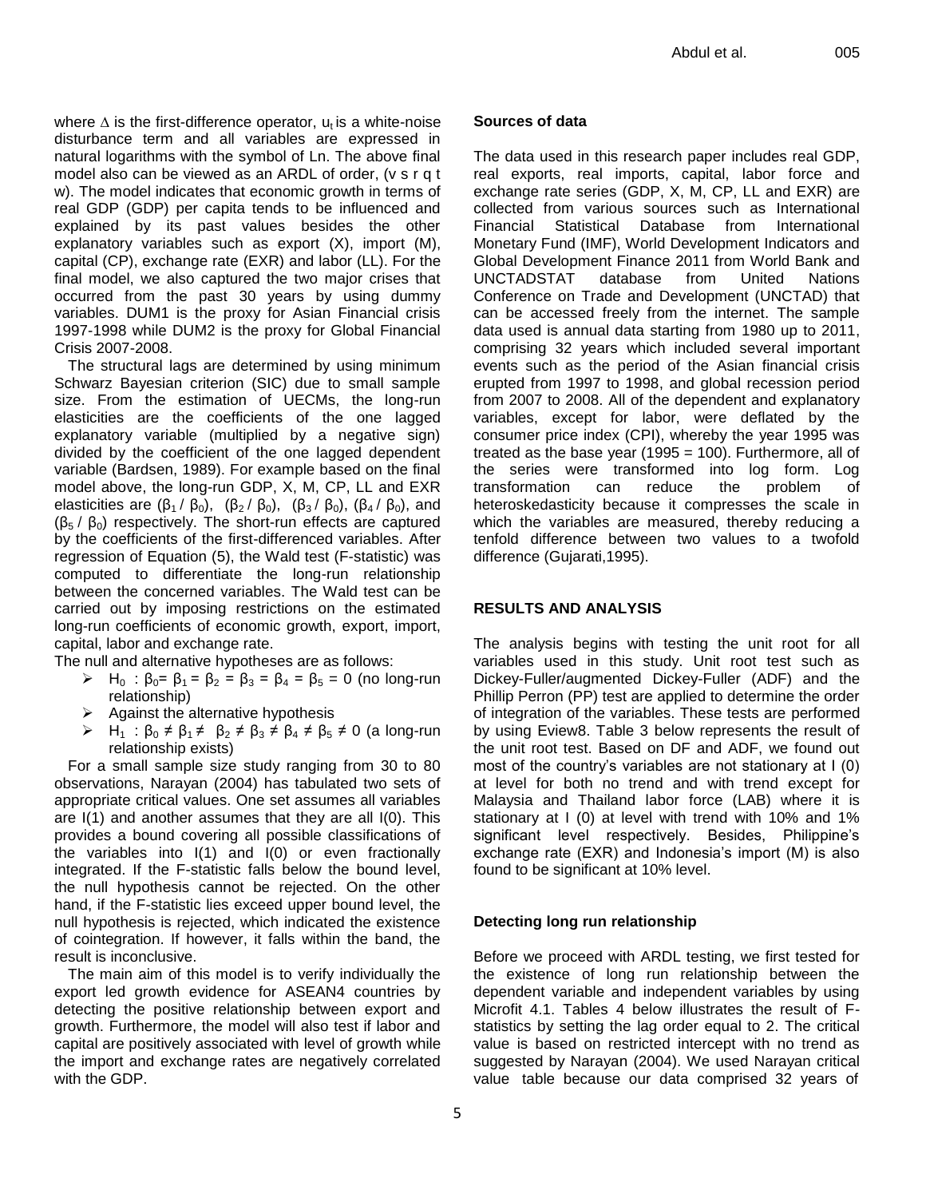where $\Delta$ is the first-difference operator, $u_t$ is a white-noise disturbance term and all variables are expressed in natural logarithms with the symbol of Ln. The above final model also can be viewed as an ARDL of order, (v s r q t w). The model indicates that economic growth in terms of real GDP (GDP) per capita tends to be influenced and explained by its past values besides the other explanatory variables such as export (X), import (M), capital (CP), exchange rate (EXR) and labor (LL). For the final model, we also captured the two major crises that occurred from the past 30 years by using dummy variables. DUM1 is the proxy for Asian Financial crisis 1997-1998 while DUM2 is the proxy for Global Financial Crisis 2007-2008.

The structural lags are determined by using minimum Schwarz Bayesian criterion (SIC) due to small sample size. From the estimation of UECMs, the long-run elasticities are the coefficients of the one lagged explanatory variable (multiplied by a negative sign) divided by the coefficient of the one lagged dependent variable (Bardsen, 1989). For example based on the final model above, the long-run GDP, X, M, CP, LL and EXR elasticities are $(\beta_1 / \beta_0)$, $(\beta_2 / \beta_0)$, $(\beta_3 / \beta_0)$, $(\beta_4 / \beta_0)$, and $(\beta_5 / \beta_0)$ respectively. The short-run effects are captured by the coefficients of the first-differenced variables. After regression of Equation (5), the Wald test (F-statistic) was computed to differentiate the long-run relationship between the concerned variables. The Wald test can be carried out by imposing restrictions on the estimated long-run coefficients of economic growth, export, import, capital, labor and exchange rate.

The null and alternative hypotheses are as follows:

- $H_0$ : $\beta_0 = \beta_1 = \beta_2 = \beta_3 = \beta_4 = \beta_5 = 0$ (no long-run relationship)
- Against the alternative hypothesis
- $H_1$ : $\beta_0 \neq \beta_1 \neq \beta_2 \neq \beta_3 \neq \beta_4 \neq \beta_5 \neq 0$ (a long-run relationship exists)

For a small sample size study ranging from 30 to 80 observations, Narayan (2004) has tabulated two sets of appropriate critical values. One set assumes all variables are I(1) and another assumes that they are all I(0). This provides a bound covering all possible classifications of the variables into I(1) and I(0) or even fractionally integrated. If the F-statistic falls below the bound level, the null hypothesis cannot be rejected. On the other hand, if the F-statistic lies exceed upper bound level, the null hypothesis is rejected, which indicated the existence of cointegration. If however, it falls within the band, the result is inconclusive.

The main aim of this model is to verify individually the export led growth evidence for ASEAN4 countries by detecting the positive relationship between export and growth. Furthermore, the model will also test if labor and capital are positively associated with level of growth while the import and exchange rates are negatively correlated with the GDP.

#### Sources of data

The data used in this research paper includes real GDP, real exports, real imports, capital, labor force and exchange rate series (GDP, X, M, CP, LL and EXR) are collected from various sources such as International Financial Statistical Database from International Monetary Fund (IMF), World Development Indicators and Global Development Finance 2011 from World Bank and UNCTADSTAT database from United Nations Conference on Trade and Development (UNCTAD) that can be accessed freely from the internet. The sample data used is annual data starting from 1980 up to 2011, comprising 32 years which included several important events such as the period of the Asian financial crisis erupted from 1997 to 1998, and global recession period from 2007 to 2008. All of the dependent and explanatory variables, except for labor, were deflated by the consumer price index (CPI), whereby the year 1995 was treated as the base year (1995 = 100). Furthermore, all of the series were transformed into log form. Log transformation can reduce the problem of heteroskedasticity because it compresses the scale in which the variables are measured, thereby reducing a tenfold difference between two values to a twofold difference (Gujarati,1995).

## RESULTS AND ANALYSIS

The analysis begins with testing the unit root for all variables used in this study. Unit root test such as Dickey-Fuller/augmented Dickey-Fuller (ADF) and the Phillip Perron (PP) test are applied to determine the order of integration of the variables. These tests are performed by using Eview8. Table 3 below represents the result of the unit root test. Based on DF and ADF, we found out most of the country's variables are not stationary at I (0) at level for both no trend and with trend except for Malaysia and Thailand labor force (LAB) where it is stationary at I (0) at level with trend with 10% and 1% significant level respectively. Besides, Philippine's exchange rate (EXR) and Indonesia's import (M) is also found to be significant at 10% level.

#### Detecting long run relationship

Before we proceed with ARDL testing, we first tested for the existence of long run relationship between the dependent variable and independent variables by using Microfit 4.1. Tables 4 below illustrates the result of F-statistics by setting the lag order equal to 2. The critical value is based on restricted intercept with no trend as suggested by Narayan (2004). We used Narayan critical value table because our data comprised 32 years of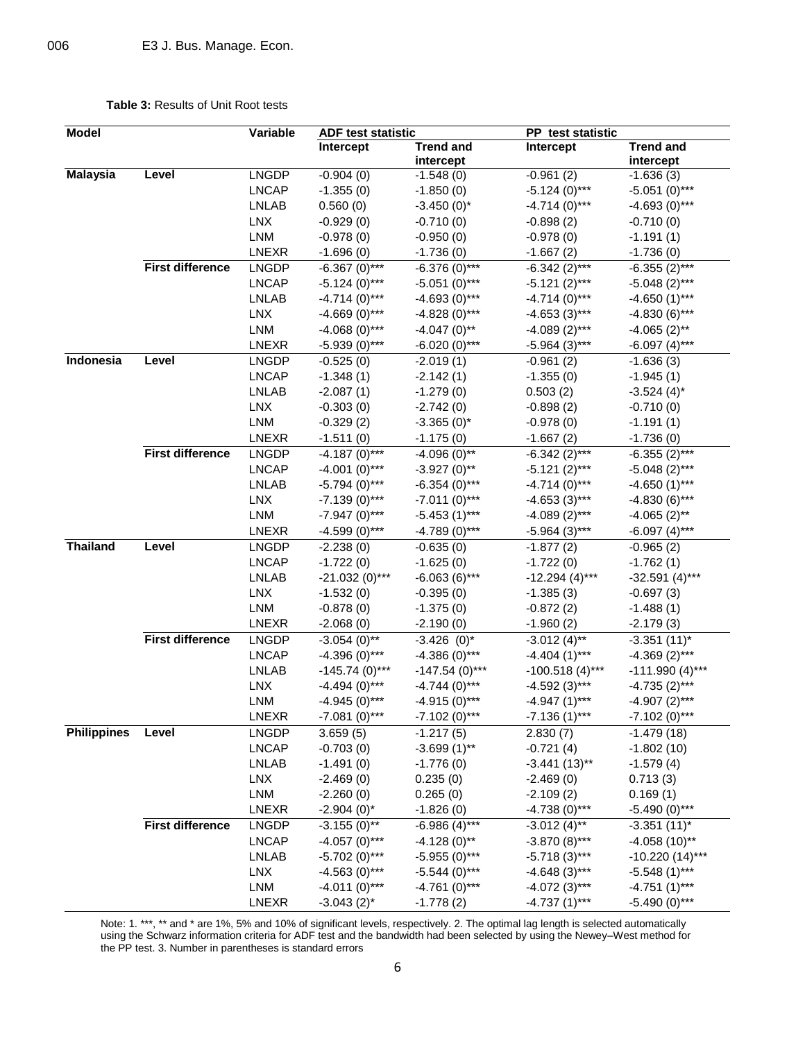**Table 3:** Results of Unit Root tests

| Model | | Variable | ADF test statistic | | PP test statistic | |
|---|---|---|---|---|---|---|
| | | | Intercept | Trend and intercept | Intercept | Trend and intercept |
| **Malaysia** | **Level** | LNGDP | -0.904 (0) | -1.548 (0) | -0.961 (2) | -1.636 (3) |
| | | LNCAP | -1.355 (0) | -1.850 (0) | -5.124 (0)*** | -5.051 (0)*** |
| | | LNLAB | 0.560 (0) | -3.450 (0)* | -4.714 (0)*** | -4.693 (0)*** |
| | | LNX | -0.929 (0) | -0.710 (0) | -0.898 (2) | -0.710 (0) |
| | | LNM | -0.978 (0) | -0.950 (0) | -0.978 (0) | -1.191 (1) |
| | | LNEXR | -1.696 (0) | -1.736 (0) | -1.667 (2) | -1.736 (0) |
| | **First difference** | LNGDP | -6.367 (0)*** | -6.376 (0)*** | -6.342 (2)*** | -6.355 (2)*** |
| | | LNCAP | -5.124 (0)*** | -5.051 (0)*** | -5.121 (2)*** | -5.048 (2)*** |
| | | LNLAB | -4.714 (0)*** | -4.693 (0)*** | -4.714 (0)*** | -4.650 (1)*** |
| | | LNX | -4.669 (0)*** | -4.828 (0)*** | -4.653 (3)*** | -4.830 (6)*** |
| | | LNM | -4.068 (0)*** | -4.047 (0)** | -4.089 (2)*** | -4.065 (2)** |
| | | LNEXR | -5.939 (0)*** | -6.020 (0)*** | -5.964 (3)*** | -6.097 (4)*** |
| **Indonesia** | **Level** | LNGDP | -0.525 (0) | -2.019 (1) | -0.961 (2) | -1.636 (3) |
| | | LNCAP | -1.348 (1) | -2.142 (1) | -1.355 (0) | -1.945 (1) |
| | | LNLAB | -2.087 (1) | -1.279 (0) | 0.503 (2) | -3.524 (4)* |
| | | LNX | -0.303 (0) | -2.742 (0) | -0.898 (2) | -0.710 (0) |
| | | LNM | -0.329 (2) | -3.365 (0)* | -0.978 (0) | -1.191 (1) |
| | | LNEXR | -1.511 (0) | -1.175 (0) | -1.667 (2) | -1.736 (0) |
| | **First difference** | LNGDP | -4.187 (0)*** | -4.096 (0)** | -6.342 (2)*** | -6.355 (2)*** |
| | | LNCAP | -4.001 (0)*** | -3.927 (0)** | -5.121 (2)*** | -5.048 (2)*** |
| | | LNLAB | -5.794 (0)*** | -6.354 (0)*** | -4.714 (0)*** | -4.650 (1)*** |
| | | LNX | -7.139 (0)*** | -7.011 (0)*** | -4.653 (3)*** | -4.830 (6)*** |
| | | LNM | -7.947 (0)*** | -5.453 (1)*** | -4.089 (2)*** | -4.065 (2)** |
| | | LNEXR | -4.599 (0)*** | -4.789 (0)*** | -5.964 (3)*** | -6.097 (4)*** |
| **Thailand** | **Level** | LNGDP | -2.238 (0) | -0.635 (0) | -1.877 (2) | -0.965 (2) |
| | | LNCAP | -1.722 (0) | -1.625 (0) | -1.722 (0) | -1.762 (1) |
| | | LNLAB | -21.032 (0)*** | -6.063 (6)*** | -12.294 (4)*** | -32.591 (4)*** |
| | | LNX | -1.532 (0) | -0.395 (0) | -1.385 (3) | -0.697 (3) |
| | | LNM | -0.878 (0) | -1.375 (0) | -0.872 (2) | -1.488 (1) |
| | | LNEXR | -2.068 (0) | -2.190 (0) | -1.960 (2) | -2.179 (3) |
| | **First difference** | LNGDP | -3.054 (0)** | -3.426 (0)* | -3.012 (4)** | -3.351 (11)* |
| | | LNCAP | -4.396 (0)*** | -4.386 (0)*** | -4.404 (1)*** | -4.369 (2)*** |
| | | LNLAB | -145.74 (0)*** | -147.54 (0)*** | -100.518 (4)*** | -111.990 (4)*** |
| | | LNX | -4.494 (0)*** | -4.744 (0)*** | -4.592 (3)*** | -4.735 (2)*** |
| | | LNM | -4.945 (0)*** | -4.915 (0)*** | -4.947 (1)*** | -4.907 (2)*** |
| | | LNEXR | -7.081 (0)*** | -7.102 (0)*** | -7.136 (1)*** | -7.102 (0)*** |
| **Philippines** | **Level** | LNGDP | 3.659 (5) | -1.217 (5) | 2.830 (7) | -1.479 (18) |
| | | LNCAP | -0.703 (0) | -3.699 (1)** | -0.721 (4) | -1.802 (10) |
| | | LNLAB | -1.491 (0) | -1.776 (0) | -3.441 (13)** | -1.579 (4) |
| | | LNX | -2.469 (0) | 0.235 (0) | -2.469 (0) | 0.713 (3) |
| | | LNM | -2.260 (0) | 0.265 (0) | -2.109 (2) | 0.169 (1) |
| | | LNEXR | -2.904 (0)* | -1.826 (0) | -4.738 (0)*** | -5.490 (0)*** |
| | **First difference** | LNGDP | -3.155 (0)** | -6.986 (4)*** | -3.012 (4)** | -3.351 (11)* |
| | | LNCAP | -4.057 (0)*** | -4.128 (0)** | -3.870 (8)*** | -4.058 (10)** |
| | | LNLAB | -5.702 (0)*** | -5.955 (0)*** | -5.718 (3)*** | -10.220 (14)*** |
| | | LNX | -4.563 (0)*** | -5.544 (0)*** | -4.648 (3)*** | -5.548 (1)*** |
| | | LNM | -4.011 (0)*** | -4.761 (0)*** | -4.072 (3)*** | -4.751 (1)*** |
| | | LNEXR | -3.043 (2)* | -1.778 (2) | -4.737 (1)*** | -5.490 (0)*** |

Note: 1. ***, ** and * are 1%, 5% and 10% of significant levels, respectively. 2. The optimal lag length is selected automatically using the Schwarz information criteria for ADF test and the bandwidth had been selected by using the Newey–West method for the PP test. 3. Number in parentheses is standard errors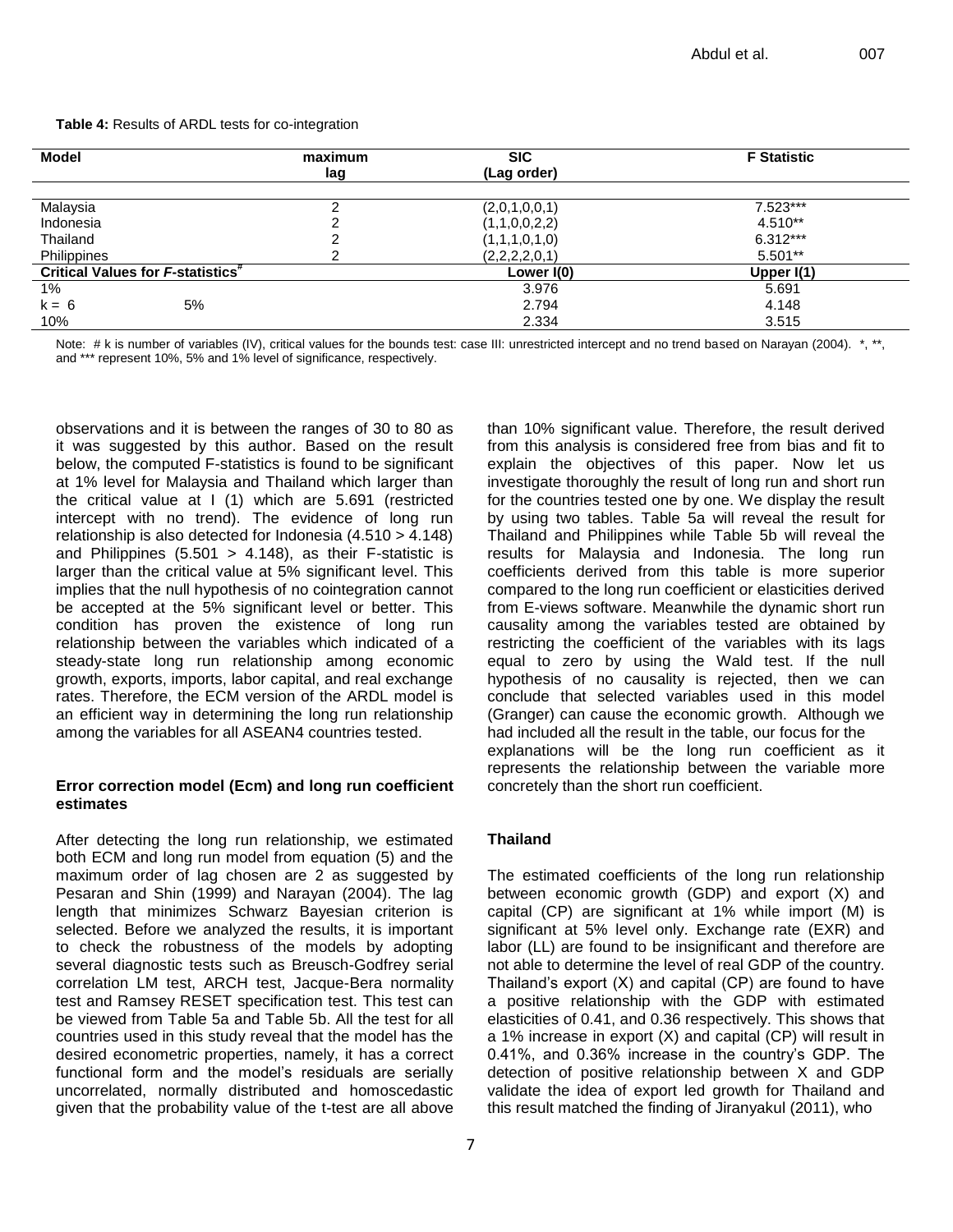**Table 4:** Results of ARDL tests for co-integration

| Model | maximum lag | SIC (Lag order) | F Statistic |
|---|---|---|---|
| Malaysia | 2 | (2,0,1,0,0,1) | 7.523*** |
| Indonesia | 2 | (1,1,0,0,2,2) | 4.510** |
| Thailand | 2 | (1,1,1,0,1,0) | 6.312*** |
| Philippines | 2 | (2,2,2,2,0,1) | 5.501** |
| **Critical Values for *F*-statistics#** | | **Lower I(0)** | **Upper I(1)** |
| 1% | | 3.976 | 5.691 |
| k = 6 5% | | 2.794 | 4.148 |
| 10% | | 2.334 | 3.515 |

Note: # k is number of variables (IV), critical values for the bounds test: case III: unrestricted intercept and no trend based on Narayan (2004). *, **, and *** represent 10%, 5% and 1% level of significance, respectively.

observations and it is between the ranges of 30 to 80 as it was suggested by this author. Based on the result below, the computed F-statistics is found to be significant at 1% level for Malaysia and Thailand which larger than the critical value at I (1) which are 5.691 (restricted intercept with no trend). The evidence of long run relationship is also detected for Indonesia (4.510 > 4.148) and Philippines (5.501 > 4.148), as their F-statistic is larger than the critical value at 5% significant level. This implies that the null hypothesis of no cointegration cannot be accepted at the 5% significant level or better. This condition has proven the existence of long run relationship between the variables which indicated of a steady-state long run relationship among economic growth, exports, imports, labor capital, and real exchange rates. Therefore, the ECM version of the ARDL model is an efficient way in determining the long run relationship among the variables for all ASEAN4 countries tested.

### Error correction model (Ecm) and long run coefficient estimates

After detecting the long run relationship, we estimated both ECM and long run model from equation (5) and the maximum order of lag chosen are 2 as suggested by Pesaran and Shin (1999) and Narayan (2004). The lag length that minimizes Schwarz Bayesian criterion is selected. Before we analyzed the results, it is important to check the robustness of the models by adopting several diagnostic tests such as Breusch-Godfrey serial correlation LM test, ARCH test, Jacque-Bera normality test and Ramsey RESET specification test. This test can be viewed from Table 5a and Table 5b. All the test for all countries used in this study reveal that the model has the desired econometric properties, namely, it has a correct functional form and the model's residuals are serially uncorrelated, normally distributed and homoscedastic given that the probability value of the t-test are all above than 10% significant value. Therefore, the result derived from this analysis is considered free from bias and fit to explain the objectives of this paper. Now let us investigate thoroughly the result of long run and short run for the countries tested one by one. We display the result by using two tables. Table 5a will reveal the result for Thailand and Philippines while Table 5b will reveal the results for Malaysia and Indonesia. The long run coefficients derived from this table is more superior compared to the long run coefficient or elasticities derived from E-views software. Meanwhile the dynamic short run causality among the variables tested are obtained by restricting the coefficient of the variables with its lags equal to zero by using the Wald test. If the null hypothesis of no causality is rejected, then we can conclude that selected variables used in this model (Granger) can cause the economic growth. Although we had included all the result in the table, our focus for the explanations will be the long run coefficient as it represents the relationship between the variable more concretely than the short run coefficient.

### Thailand

The estimated coefficients of the long run relationship between economic growth (GDP) and export (X) and capital (CP) are significant at 1% while import (M) is significant at 5% level only. Exchange rate (EXR) and labor (LL) are found to be insignificant and therefore are not able to determine the level of real GDP of the country. Thailand's export (X) and capital (CP) are found to have a positive relationship with the GDP with estimated elasticities of 0.41, and 0.36 respectively. This shows that a 1% increase in export (X) and capital (CP) will result in 0.41%, and 0.36% increase in the country's GDP. The detection of positive relationship between X and GDP validate the idea of export led growth for Thailand and this result matched the finding of Jiranyakul (2011), who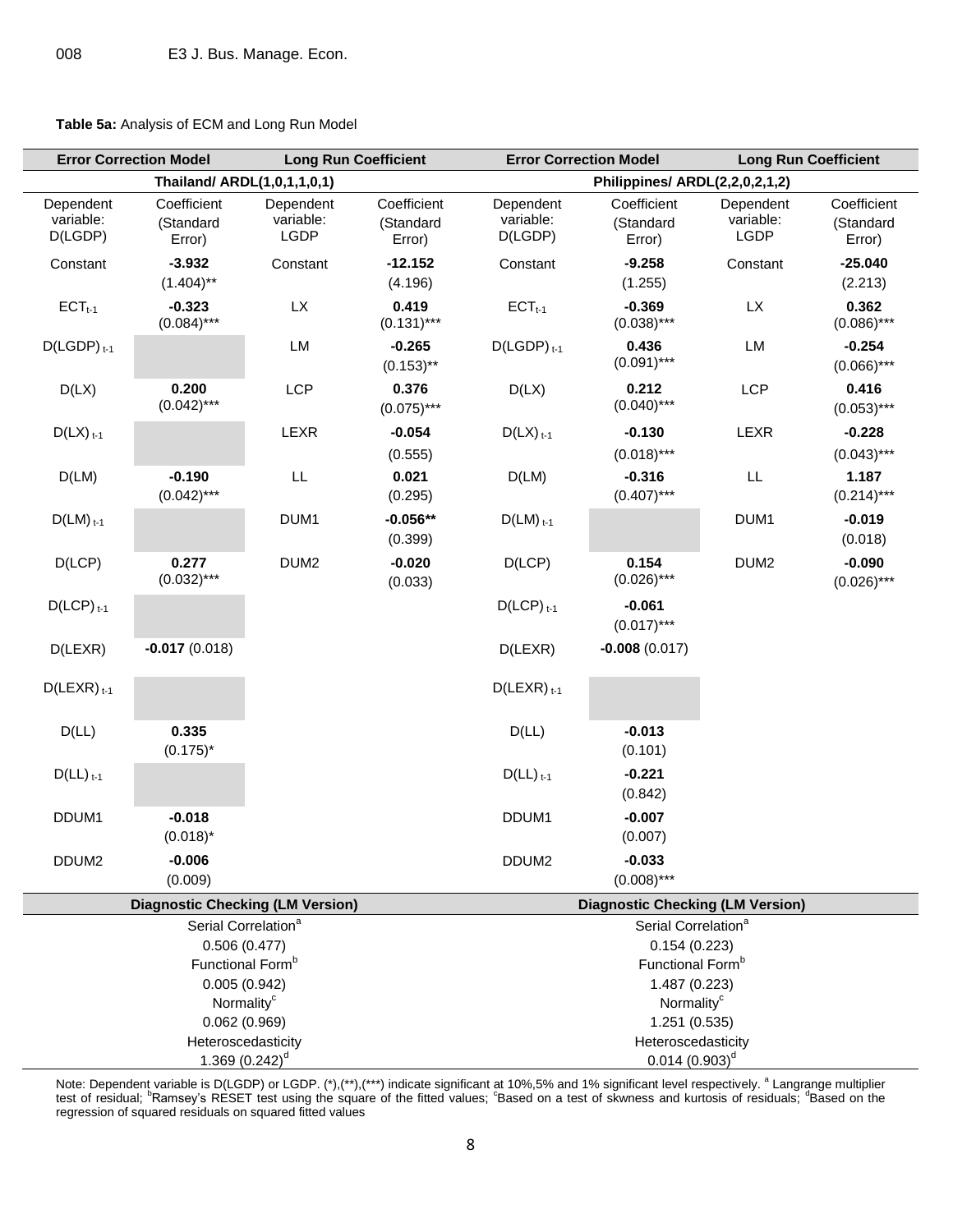**Table 5a:** Analysis of ECM and Long Run Model

| Error Correction Model | | Long Run Coefficient | | Error Correction Model | | Long Run Coefficient | |
|---|---|---|---|---|---|---|---|
| Thailand/ ARDL(1,0,1,1,0,1) | | | | Philippines/ ARDL(2,2,0,2,1,2) | | | |
| Dependent variable: D(LGDP) | Coefficient (Standard Error) | Dependent variable: LGDP | Coefficient (Standard Error) | Dependent variable: D(LGDP) | Coefficient (Standard Error) | Dependent variable: LGDP | Coefficient (Standard Error) |
| Constant | **-3.932** (1.404)** | Constant | **-12.152** (4.196) | Constant | **-9.258** (1.255) | Constant | **-25.040** (2.213) |
| $ECT_{t-1}$ | **-0.323** (0.084)*** | LX | **0.419** (0.131)*** | $ECT_{t-1}$ | **-0.369** (0.038)*** | LX | **0.362** (0.086)*** |
| $D(LGDP)_{t-1}$ | | LM | **-0.265** (0.153)** | $D(LGDP)_{t-1}$ | **0.436** (0.091)*** | LM | **-0.254** (0.066)*** |
| D(LX) | **0.200** (0.042)*** | LCP | **0.376** (0.075)*** | D(LX) | **0.212** (0.040)*** | LCP | **0.416** (0.053)*** |
| $D(LX)_{t-1}$ | | LEXR | **-0.054** (0.555) | $D(LX)_{t-1}$ | **-0.130** (0.018)*** | LEXR | **-0.228** (0.043)*** |
| D(LM) | **-0.190** (0.042)*** | LL | **0.021** (0.295) | D(LM) | **-0.316** (0.407)*** | LL | **1.187** (0.214)*** |
| $D(LM)_{t-1}$ | | DUM1 | **-0.056**** (0.399) | $D(LM)_{t-1}$ | | DUM1 | **-0.019** (0.018) |
| D(LCP) | **0.277** (0.032)*** | DUM2 | **-0.020** (0.033) | D(LCP) | **0.154** (0.026)*** | DUM2 | **-0.090** (0.026)*** |
| $D(LCP)_{t-1}$ | | | | $D(LCP)_{t-1}$ | **-0.061** (0.017)*** | | |
| D(LEXR) | **-0.017** (0.018) | | | D(LEXR) | **-0.008** (0.017) | | |
| $D(LEXR)_{t-1}$ | | | | $D(LEXR)_{t-1}$ | | | |
| D(LL) | **0.335** (0.175)* | | | D(LL) | **-0.013** (0.101) | | |
| $D(LL)_{t-1}$ | | | | $D(LL)_{t-1}$ | **-0.221** (0.842) | | |
| DDUM1 | **-0.018** (0.018)* | | | DDUM1 | **-0.007** (0.007) | | |
| DDUM2 | **-0.006** (0.009) | | | DDUM2 | **-0.033** (0.008)*** | | |
| **Diagnostic Checking (LM Version)** | | | | **Diagnostic Checking (LM Version)** | | | |
| Serial Correlation[a] | 0.506 (0.477) | | | Serial Correlation[a] | 0.154 (0.223) | | |
| Functional Form[b] | 0.005 (0.942) | | | Functional Form[b] | 1.487 (0.223) | | |
| Normality[c] | 0.062 (0.969) | | | Normality[c] | 1.251 (0.535) | | |
| Heteroscedasticity | 1.369 (0.242)[d] | | | Heteroscedasticity | 0.014 (0.903)[d] | | |

Note: Dependent variable is D(LGDP) or LGDP. (*),(**),(***) indicate significant at 10%,5% and 1% significant level respectively. [a] Langrange multiplier test of residual; [b]Ramsey's RESET test using the square of the fitted values; [c]Based on a test of skwness and kurtosis of residuals; [d]Based on the regression of squared residuals on squared fitted values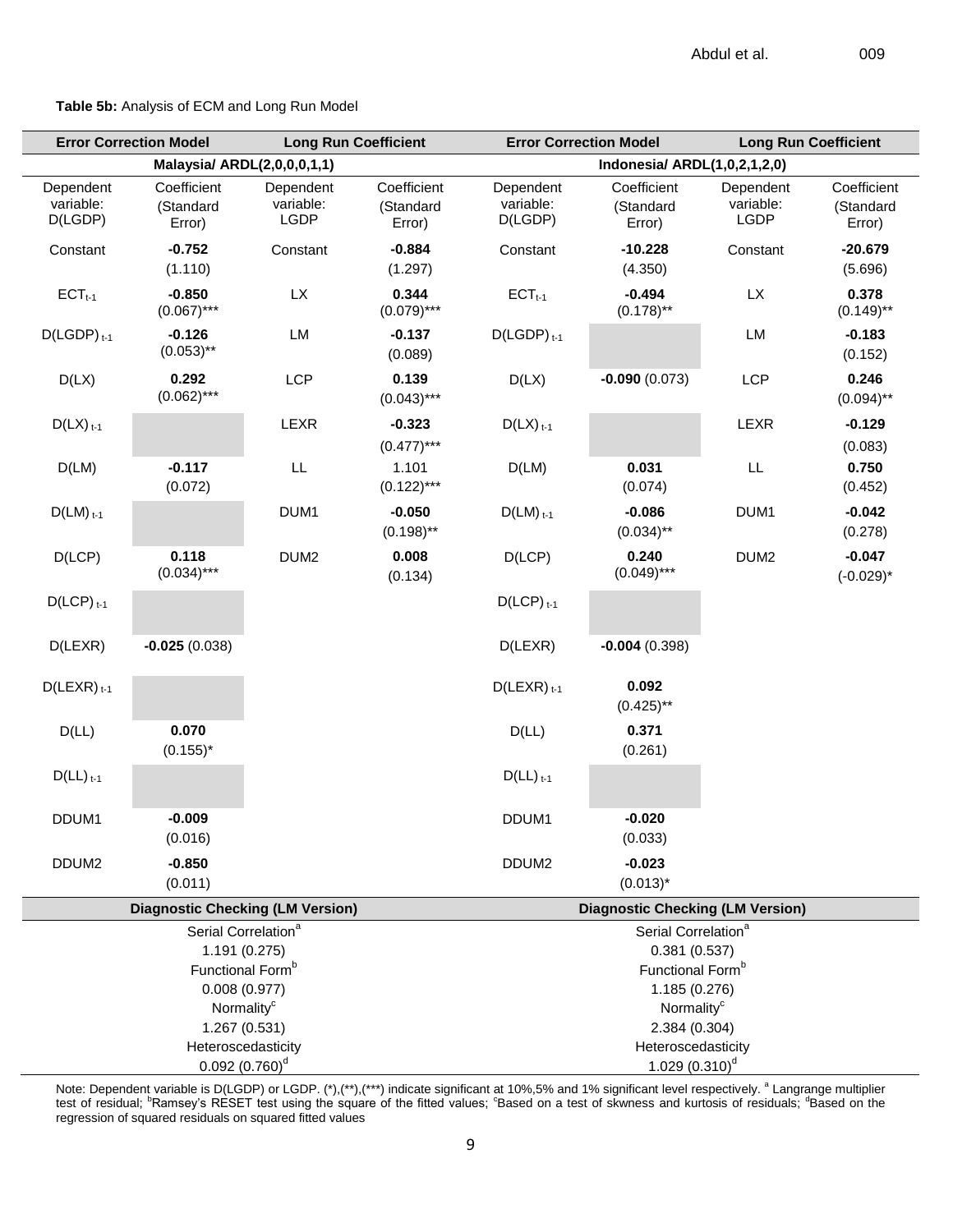**Table 5b:** Analysis of ECM and Long Run Model

| Error Correction Model | | Long Run Coefficient | | Error Correction Model | | Long Run Coefficient | |
|---|---|---|---|---|---|---|---|
| Malaysia/ ARDL(2,0,0,0,1,1) | | | | Indonesia/ ARDL(1,0,2,1,2,0) | | | |
| Dependent variable: D(LGDP) | Coefficient (Standard Error) | Dependent variable: LGDP | Coefficient (Standard Error) | Dependent variable: D(LGDP) | Coefficient (Standard Error) | Dependent variable: LGDP | Coefficient (Standard Error) |
| Constant | **-0.752** (1.110) | Constant | **-0.884** (1.297) | Constant | **-10.228** (4.350) | Constant | **-20.679** (5.696) |
| $ECT_{t-1}$ | **-0.850** (0.067)*** | LX | **0.344** (0.079)*** | $ECT_{t-1}$ | **-0.494** (0.178)** | LX | **0.378** (0.149)** |
| $D(LGDP)_{t-1}$ | **-0.126** (0.053)** | LM | **-0.137** (0.089) | $D(LGDP)_{t-1}$ | | LM | **-0.183** (0.152) |
| D(LX) | **0.292** (0.062)*** | LCP | **0.139** (0.043)*** | D(LX) | **-0.090** (0.073) | LCP | **0.246** (0.094)** |
| $D(LX)_{t-1}$ | | LEXR | **-0.323** (0.477)*** | $D(LX)_{t-1}$ | | LEXR | **-0.129** (0.083) |
| D(LM) | **-0.117** (0.072) | LL | 1.101 (0.122)*** | D(LM) | **0.031** (0.074) | LL | **0.750** (0.452) |
| $D(LM)_{t-1}$ | | DUM1 | **-0.050** (0.198)** | $D(LM)_{t-1}$ | **-0.086** (0.034)** | DUM1 | **-0.042** (0.278) |
| D(LCP) | **0.118** (0.034)*** | DUM2 | **0.008** (0.134) | D(LCP) | **0.240** (0.049)*** | DUM2 | **-0.047** (-0.029)* |
| $D(LCP)_{t-1}$ | | | | $D(LCP)_{t-1}$ | | | |
| D(LEXR) | **-0.025** (0.038) | | | D(LEXR) | **-0.004** (0.398) | | |
| $D(LEXR)_{t-1}$ | | | | $D(LEXR)_{t-1}$ | **0.092** (0.425)** | | |
| D(LL) | **0.070** (0.155)* | | | D(LL) | **0.371** (0.261) | | |
| $D(LL)_{t-1}$ | | | | $D(LL)_{t-1}$ | | | |
| DDUM1 | **-0.009** (0.016) | | | DDUM1 | **-0.020** (0.033) | | |
| DDUM2 | **-0.850** (0.011) | | | DDUM2 | **-0.023** (0.013)* | | |
| **Diagnostic Checking (LM Version)** | | | | **Diagnostic Checking (LM Version)** | | | |
| Serial Correlation[a] 1.191 (0.275) | | | | Serial Correlation[a] 0.381 (0.537) | | | |
| Functional Form[b] 0.008 (0.977) | | | | Functional Form[b] 1.185 (0.276) | | | |
| Normality[c] 1.267 (0.531) | | | | Normality[c] 2.384 (0.304) | | | |
| Heteroscedasticity 0.092 (0.760)[d] | | | | Heteroscedasticity 1.029 (0.310)[d] | | | |

Note: Dependent variable is D(LGDP) or LGDP. (*),(**),(***) indicate significant at 10%,5% and 1% significant level respectively. [a] Langrange multiplier test of residual; [b]Ramsey's RESET test using the square of the fitted values; [c]Based on a test of skwness and kurtosis of residuals; [d]Based on the regression of squared residuals on squared fitted values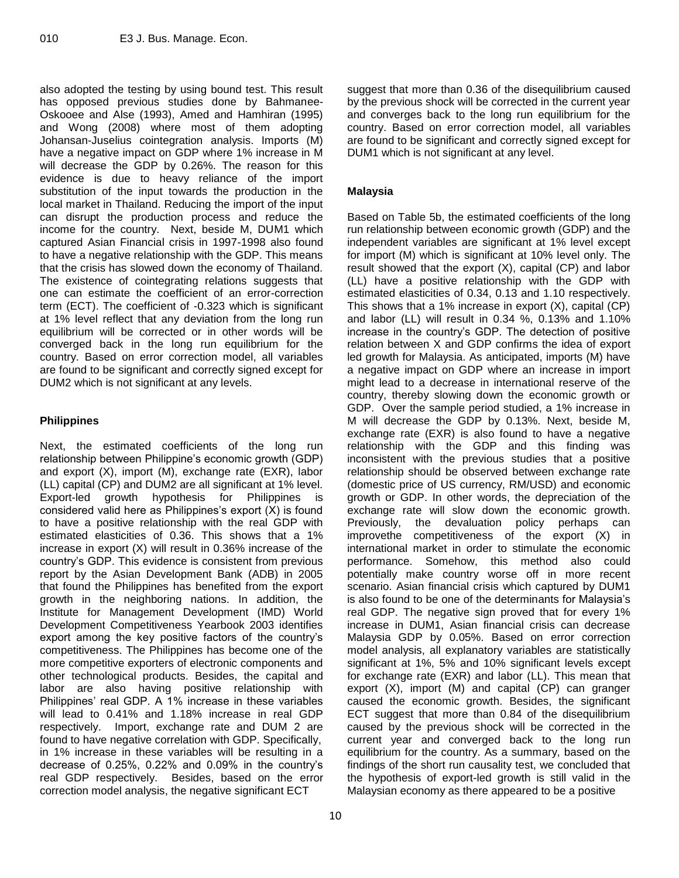also adopted the testing by using bound test. This result has opposed previous studies done by Bahmanee-Oskooee and Alse (1993), Amed and Hamhiran (1995) and Wong (2008) where most of them adopting Johansan-Juselius cointegration analysis. Imports (M) have a negative impact on GDP where 1% increase in M will decrease the GDP by 0.26%. The reason for this evidence is due to heavy reliance of the import substitution of the input towards the production in the local market in Thailand. Reducing the import of the input can disrupt the production process and reduce the income for the country. Next, beside M, DUM1 which captured Asian Financial crisis in 1997-1998 also found to have a negative relationship with the GDP. This means that the crisis has slowed down the economy of Thailand. The existence of cointegrating relations suggests that one can estimate the coefficient of an error-correction term (ECT). The coefficient of -0.323 which is significant at 1% level reflect that any deviation from the long run equilibrium will be corrected or in other words will be converged back in the long run equilibrium for the country. Based on error correction model, all variables are found to be significant and correctly signed except for DUM2 which is not significant at any levels.

### Philippines

Next, the estimated coefficients of the long run relationship between Philippine's economic growth (GDP) and export (X), import (M), exchange rate (EXR), labor (LL) capital (CP) and DUM2 are all significant at 1% level. Export-led growth hypothesis for Philippines is considered valid here as Philippines's export (X) is found to have a positive relationship with the real GDP with estimated elasticities of 0.36. This shows that a 1% increase in export (X) will result in 0.36% increase of the country's GDP. This evidence is consistent from previous report by the Asian Development Bank (ADB) in 2005 that found the Philippines has benefited from the export growth in the neighboring nations. In addition, the Institute for Management Development (IMD) World Development Competitiveness Yearbook 2003 identifies export among the key positive factors of the country's competitiveness. The Philippines has become one of the more competitive exporters of electronic components and other technological products. Besides, the capital and labor are also having positive relationship with Philippines' real GDP. A 1% increase in these variables will lead to 0.41% and 1.18% increase in real GDP respectively. Import, exchange rate and DUM 2 are found to have negative correlation with GDP. Specifically, in 1% increase in these variables will be resulting in a decrease of 0.25%, 0.22% and 0.09% in the country's real GDP respectively. Besides, based on the error correction model analysis, the negative significant ECT suggest that more than 0.36 of the disequilibrium caused by the previous shock will be corrected in the current year and converges back to the long run equilibrium for the country. Based on error correction model, all variables are found to be significant and correctly signed except for DUM1 which is not significant at any level.

### Malaysia

Based on Table 5b, the estimated coefficients of the long run relationship between economic growth (GDP) and the independent variables are significant at 1% level except for import (M) which is significant at 10% level only. The result showed that the export (X), capital (CP) and labor (LL) have a positive relationship with the GDP with estimated elasticities of 0.34, 0.13 and 1.10 respectively. This shows that a 1% increase in export (X), capital (CP) and labor (LL) will result in 0.34 %, 0.13% and 1.10% increase in the country's GDP. The detection of positive relation between X and GDP confirms the idea of export led growth for Malaysia. As anticipated, imports (M) have a negative impact on GDP where an increase in import might lead to a decrease in international reserve of the country, thereby slowing down the economic growth or GDP. Over the sample period studied, a 1% increase in M will decrease the GDP by 0.13%. Next, beside M, exchange rate (EXR) is also found to have a negative relationship with the GDP and this finding was inconsistent with the previous studies that a positive relationship should be observed between exchange rate (domestic price of US currency, RM/USD) and economic growth or GDP. In other words, the depreciation of the exchange rate will slow down the economic growth. Previously, the devaluation policy perhaps can improvethe competitiveness of the export (X) in international market in order to stimulate the economic performance. Somehow, this method also could potentially make country worse off in more recent scenario. Asian financial crisis which captured by DUM1 is also found to be one of the determinants for Malaysia's real GDP. The negative sign proved that for every 1% increase in DUM1, Asian financial crisis can decrease Malaysia GDP by 0.05%. Based on error correction model analysis, all explanatory variables are statistically significant at 1%, 5% and 10% significant levels except for exchange rate (EXR) and labor (LL). This mean that export (X), import (M) and capital (CP) can granger caused the economic growth. Besides, the significant ECT suggest that more than 0.84 of the disequilibrium caused by the previous shock will be corrected in the current year and converged back to the long run equilibrium for the country. As a summary, based on the findings of the short run causality test, we concluded that the hypothesis of export-led growth is still valid in the Malaysian economy as there appeared to be a positive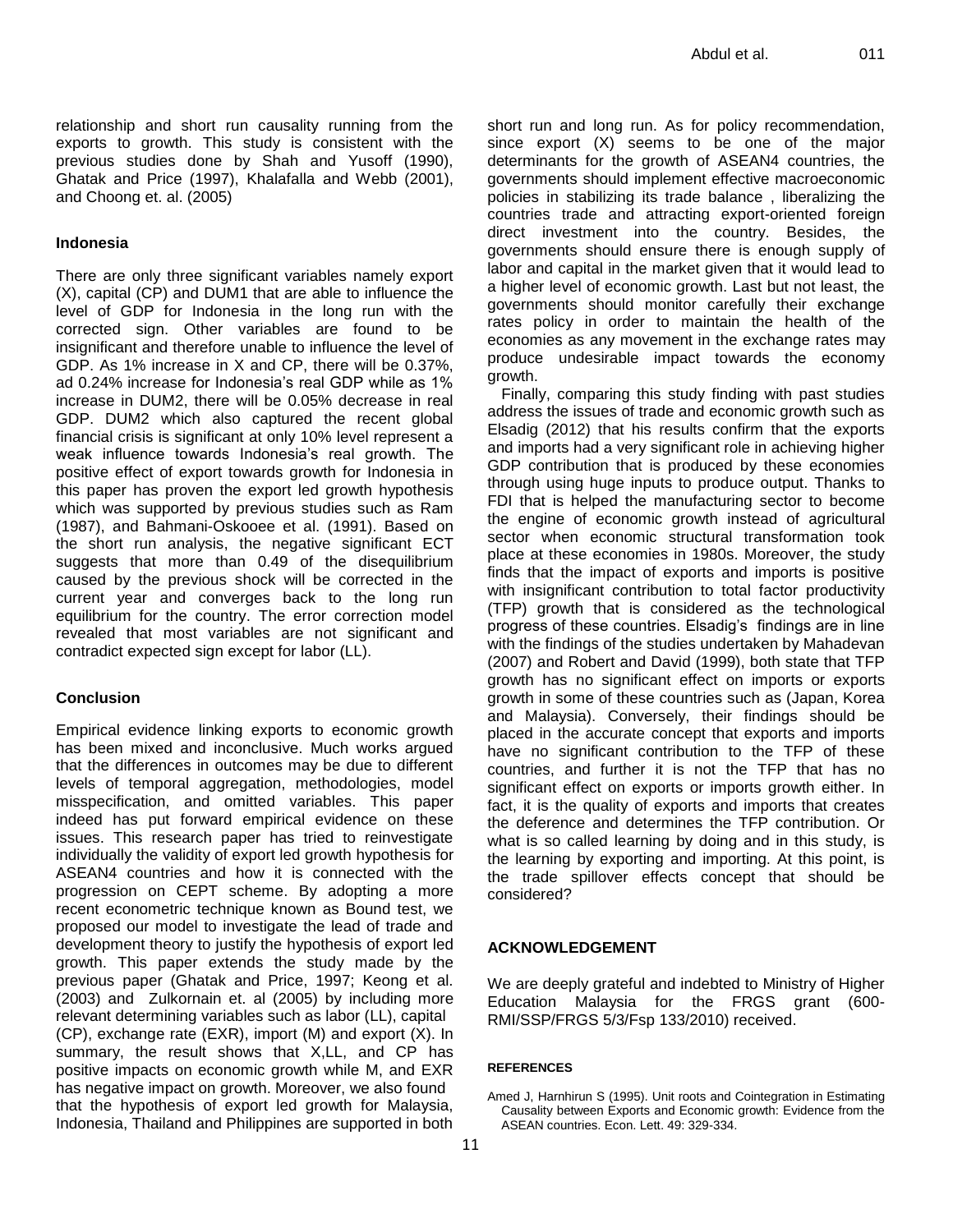relationship and short run causality running from the exports to growth. This study is consistent with the previous studies done by Shah and Yusoff (1990), Ghatak and Price (1997), Khalafalla and Webb (2001), and Choong et. al. (2005)

### Indonesia

There are only three significant variables namely export (X), capital (CP) and DUM1 that are able to influence the level of GDP for Indonesia in the long run with the corrected sign. Other variables are found to be insignificant and therefore unable to influence the level of GDP. As 1% increase in X and CP, there will be 0.37%, ad 0.24% increase for Indonesia's real GDP while as 1% increase in DUM2, there will be 0.05% decrease in real GDP. DUM2 which also captured the recent global financial crisis is significant at only 10% level represent a weak influence towards Indonesia's real growth. The positive effect of export towards growth for Indonesia in this paper has proven the export led growth hypothesis which was supported by previous studies such as Ram (1987), and Bahmani-Oskooee et al. (1991). Based on the short run analysis, the negative significant ECT suggests that more than 0.49 of the disequilibrium caused by the previous shock will be corrected in the current year and converges back to the long run equilibrium for the country. The error correction model revealed that most variables are not significant and contradict expected sign except for labor (LL).

### Conclusion

Empirical evidence linking exports to economic growth has been mixed and inconclusive. Much works argued that the differences in outcomes may be due to different levels of temporal aggregation, methodologies, model misspecification, and omitted variables. This paper indeed has put forward empirical evidence on these issues. This research paper has tried to reinvestigate individually the validity of export led growth hypothesis for ASEAN4 countries and how it is connected with the progression on CEPT scheme. By adopting a more recent econometric technique known as Bound test, we proposed our model to investigate the lead of trade and development theory to justify the hypothesis of export led growth. This paper extends the study made by the previous paper (Ghatak and Price, 1997; Keong et al. (2003) and Zulkornain et. al (2005) by including more relevant determining variables such as labor (LL), capital (CP), exchange rate (EXR), import (M) and export (X). In summary, the result shows that X,LL, and CP has positive impacts on economic growth while M, and EXR has negative impact on growth. Moreover, we also found that the hypothesis of export led growth for Malaysia, Indonesia, Thailand and Philippines are supported in both short run and long run. As for policy recommendation, since export (X) seems to be one of the major determinants for the growth of ASEAN4 countries, the governments should implement effective macroeconomic policies in stabilizing its trade balance , liberalizing the countries trade and attracting export-oriented foreign direct investment into the country. Besides, the governments should ensure there is enough supply of labor and capital in the market given that it would lead to a higher level of economic growth. Last but not least, the governments should monitor carefully their exchange rates policy in order to maintain the health of the economies as any movement in the exchange rates may produce undesirable impact towards the economy growth.

Finally, comparing this study finding with past studies address the issues of trade and economic growth such as Elsadig (2012) that his results confirm that the exports and imports had a very significant role in achieving higher GDP contribution that is produced by these economies through using huge inputs to produce output. Thanks to FDI that is helped the manufacturing sector to become the engine of economic growth instead of agricultural sector when economic structural transformation took place at these economies in 1980s. Moreover, the study finds that the impact of exports and imports is positive with insignificant contribution to total factor productivity (TFP) growth that is considered as the technological progress of these countries. Elsadig's findings are in line with the findings of the studies undertaken by Mahadevan (2007) and Robert and David (1999), both state that TFP growth has no significant effect on imports or exports growth in some of these countries such as (Japan, Korea and Malaysia). Conversely, their findings should be placed in the accurate concept that exports and imports have no significant contribution to the TFP of these countries, and further it is not the TFP that has no significant effect on exports or imports growth either. In fact, it is the quality of exports and imports that creates the deference and determines the TFP contribution. Or what is so called learning by doing and in this study, is the learning by exporting and importing. At this point, is the trade spillover effects concept that should be considered?

## ACKNOWLEDGEMENT

We are deeply grateful and indebted to Ministry of Higher Education Malaysia for the FRGS grant (600-RMI/SSP/FRGS 5/3/Fsp 133/2010) received.

## REFERENCES

Amed J, Harnhirun S (1995). Unit roots and Cointegration in Estimating Causality between Exports and Economic growth: Evidence from the ASEAN countries. Econ. Lett. 49: 329-334.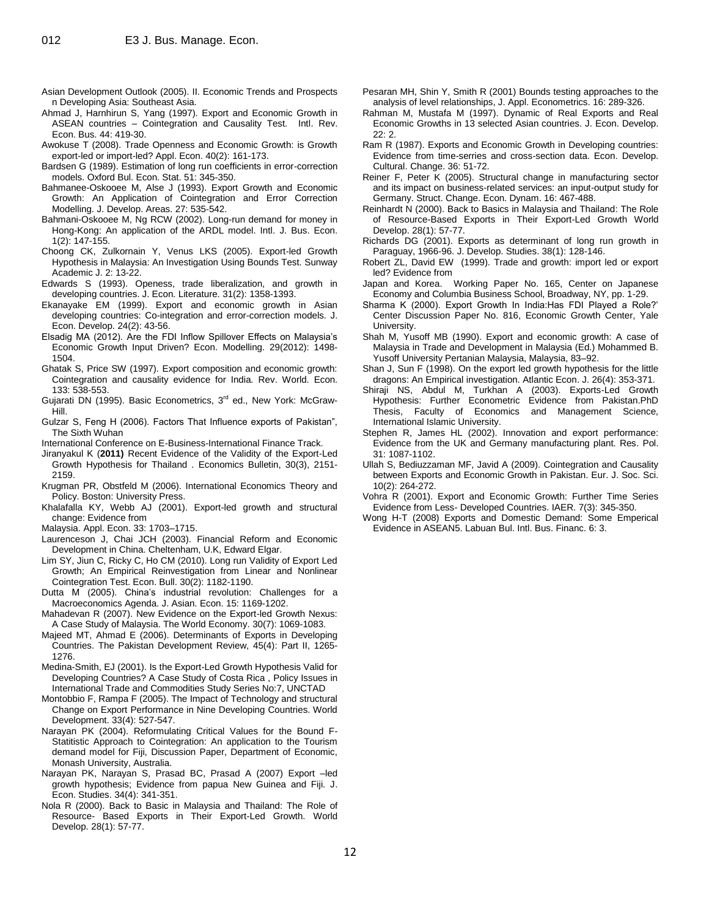Asian Development Outlook (2005). II. Economic Trends and Prospects n Developing Asia: Southeast Asia.

Ahmad J, Harnhirun S, Yang (1997). Export and Economic Growth in ASEAN countries – Cointegration and Causality Test. Intl. Rev. Econ. Bus. 44: 419-30.

Awokuse T (2008). Trade Openness and Economic Growth: is Growth export-led or import-led? Appl. Econ. 40(2): 161-173.

Bardsen G (1989). Estimation of long run coefficients in error-correction models. Oxford Bul. Econ. Stat. 51: 345-350.

Bahmanee-Oskooee M, Alse J (1993). Export Growth and Economic Growth: An Application of Cointegration and Error Correction Modelling. J. Develop. Areas. 27: 535-542.

Bahmani-Oskooee M, Ng RCW (2002). Long-run demand for money in Hong-Kong: An application of the ARDL model. Intl. J. Bus. Econ. 1(2): 147-155.

Choong CK, Zulkornain Y, Venus LKS (2005). Export-led Growth Hypothesis in Malaysia: An Investigation Using Bounds Test. Sunway Academic J. 2: 13-22.

Edwards S (1993). Openess, trade liberalization, and growth in developing countries. J. Econ. Literature. 31(2): 1358-1393.

Ekanayake EM (1999). Export and economic growth in Asian developing countries: Co-integration and error-correction models. J. Econ. Develop. 24(2): 43-56.

Elsadig MA (2012). Are the FDI Inflow Spillover Effects on Malaysia's Economic Growth Input Driven? Econ. Modelling. 29(2012): 1498-1504.

Ghatak S, Price SW (1997). Export composition and economic growth: Cointegration and causality evidence for India. Rev. World. Econ. 133: 538-553.

Gujarati DN (1995). Basic Econometrics, 3rd ed., New York: McGraw-Hill.

Gulzar S, Feng H (2006). Factors That Influence exports of Pakistan", The Sixth Wuhan

International Conference on E-Business-International Finance Track.

Jiranyakul K (**2011)** Recent Evidence of the Validity of the Export-Led Growth Hypothesis for Thailand . Economics Bulletin, 30(3), 2151-2159.

Krugman PR, Obstfeld M (2006). International Economics Theory and Policy. Boston: University Press.

Khalafalla KY, Webb AJ (2001). Export-led growth and structural change: Evidence from

Malaysia. Appl. Econ. 33: 1703–1715.

Laurenceson J, Chai JCH (2003). Financial Reform and Economic Development in China. Cheltenham, U.K, Edward Elgar.

Lim SY, Jiun C, Ricky C, Ho CM (2010). Long run Validity of Export Led Growth; An Empirical Reinvestigation from Linear and Nonlinear Cointegration Test. Econ. Bull. 30(2): 1182-1190.

Dutta M (2005). China's industrial revolution: Challenges for a Macroeconomics Agenda. J. Asian. Econ. 15: 1169-1202.

Mahadevan R (2007). New Evidence on the Export-led Growth Nexus: A Case Study of Malaysia. The World Economy. 30(7): 1069-1083.

Majeed MT, Ahmad E (2006). Determinants of Exports in Developing Countries. The Pakistan Development Review, 45(4): Part II, 1265-1276.

Medina-Smith, EJ (2001). Is the Export-Led Growth Hypothesis Valid for Developing Countries? A Case Study of Costa Rica , Policy Issues in International Trade and Commodities Study Series No:7, UNCTAD

Montobbio F, Rampa F (2005). The Impact of Technology and structural Change on Export Performance in Nine Developing Countries. World Development. 33(4): 527-547.

Narayan PK (2004). Reformulating Critical Values for the Bound F-Statitistic Approach to Cointegration: An application to the Tourism demand model for Fiji, Discussion Paper, Department of Economic, Monash University, Australia.

Narayan PK, Narayan S, Prasad BC, Prasad A (2007) Export –led growth hypothesis; Evidence from papua New Guinea and Fiji. J. Econ. Studies. 34(4): 341-351.

Nola R (2000). Back to Basic in Malaysia and Thailand: The Role of Resource- Based Exports in Their Export-Led Growth. World Develop. 28(1): 57-77.

Pesaran MH, Shin Y, Smith R (2001) Bounds testing approaches to the analysis of level relationships, J. Appl. Econometrics. 16: 289-326.

Rahman M, Mustafa M (1997). Dynamic of Real Exports and Real Economic Growths in 13 selected Asian countries. J. Econ. Develop. 22: 2.

Ram R (1987). Exports and Economic Growth in Developing countries: Evidence from time-serries and cross-section data. Econ. Develop. Cultural. Change. 36: 51-72.

Reiner F, Peter K (2005). Structural change in manufacturing sector and its impact on business-related services: an input-output study for Germany. Struct. Change. Econ. Dynam. 16: 467-488.

Reinhardt N (2000). Back to Basics in Malaysia and Thailand: The Role of Resource-Based Exports in Their Export-Led Growth World Develop. 28(1): 57-77.

Richards DG (2001). Exports as determinant of long run growth in Paraguay, 1966-96. J. Develop. Studies. 38(1): 128-146.

Robert ZL, David EW (1999). Trade and growth: import led or export led? Evidence from

Japan and Korea. Working Paper No. 165, Center on Japanese Economy and Columbia Business School, Broadway, NY, pp. 1-29.

Sharma K (2000). Export Growth In India:Has FDI Played a Role?' Center Discussion Paper No. 816, Economic Growth Center, Yale University.

Shah M, Yusoff MB (1990). Export and economic growth: A case of Malaysia in Trade and Development in Malaysia (Ed.) Mohammed B. Yusoff University Pertanian Malaysia, Malaysia, 83–92.

Shan J, Sun F (1998). On the export led growth hypothesis for the little dragons: An Empirical investigation. Atlantic Econ. J. 26(4): 353-371.

Shiraji NS, Abdul M, Turkhan A (2003). Exports-Led Growth Hypothesis: Further Econometric Evidence from Pakistan.PhD Thesis, Faculty of Economics and Management Science, International Islamic University.

Stephen R, James HL (2002). Innovation and export performance: Evidence from the UK and Germany manufacturing plant. Res. Pol. 31: 1087-1102.

Ullah S, Bediuzzaman MF, Javid A (2009). Cointegration and Causality between Exports and Economic Growth in Pakistan. Eur. J. Soc. Sci. 10(2): 264-272.

Vohra R (2001). Export and Economic Growth: Further Time Series Evidence from Less- Developed Countries. IAER. 7(3): 345-350.

Wong H-T (2008) Exports and Domestic Demand: Some Emperical Evidence in ASEAN5. Labuan Bul. Intl. Bus. Financ. 6: 3.